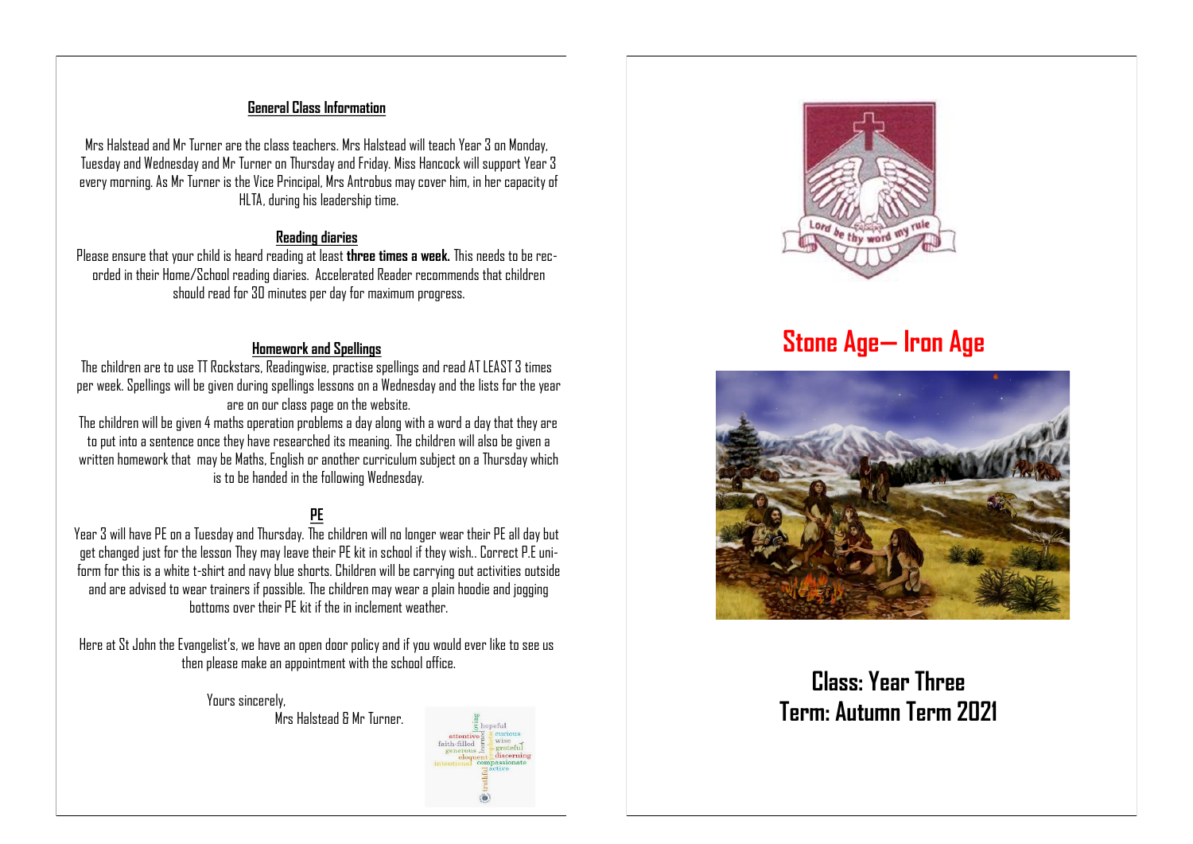## General Class Information

Mrs Halstead and Mr Turner are the class teachers. Mrs Halstead will teach Year 3 on Monday, Tuesday and Wednesday and Mr Turner on Thursday and Friday. Miss Hancock will support Year 3 every morning. As Mr Turner is the Vice Principal, Mrs Antrobus may cover him, in her capacity of HLTA, during his leadership time.

## Reading diaries

Please ensure that your child is heard reading at least **three times a week.** This needs to be recorded in their Home/School reading diaries. Accelerated Reader recommends that children should read for 30 minutes per day for maximum progress.

## Homework and Spellings

The children are to use TT Rockstars, Readingwise, practise spellings and read AT LEAST 3 times per week. Spellings will be given during spellings lessons on a Wednesday and the lists for the year are on our class page on the website.

The children will be given 4 maths operation problems a day along with a word a day that they are to put into a sentence once they have researched its meaning. The children will also be given a written homework that may be Maths, English or another curriculum subject on a Thursday which is to be handed in the following Wednesday.

## PE

Year 3 will have PE on a Tuesday and Thursday. The children will no longer wear their PE all day but get changed just for the lesson They may leave their PE kit in school if they wish.. Correct P.E uniform for this is a white t-shirt and navy blue shorts. Children will be carrying out activities outside and are advised to wear trainers if possible. The children may wear a plain hoodie and jogging bottoms over their PE kit if the in inclement weather.

Here at St John the Evangelist's, we have an open door policy and if you would ever like to see us then please make an appointment with the school office.

Yours sincerely,

Mrs Halstead & Mr Turner.

# Stone Age— Iron Age

## Class: Year Three
## Term: Autumn Term 2021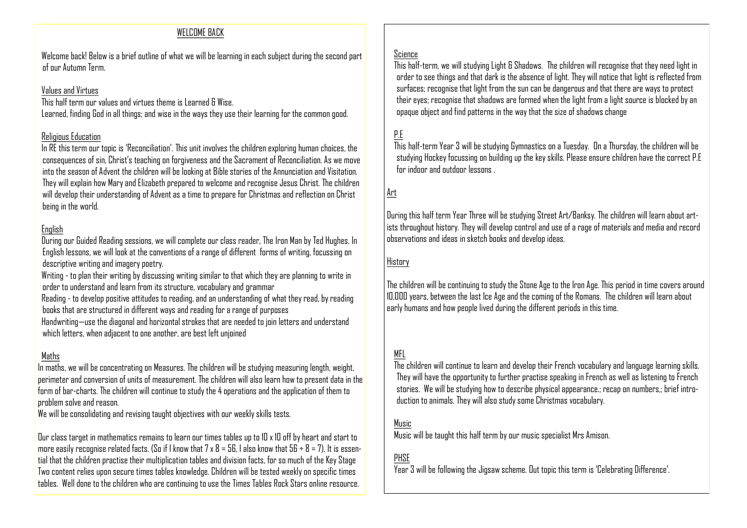# WELCOME BACK

Welcome back! Below is a brief outline of what we will be learning in each subject during the second part of our Autumn Term.

## Values and Virtues

This half term our values and virtues theme is Learned & Wise.

Learned, finding God in all things; and wise in the ways they use their learning for the common good.

## Religious Education

In RE this term our topic is 'Reconciliation'. This unit involves the children exploring human choices, the consequences of sin, Christ's teaching on forgiveness and the Sacrament of Reconciliation. As we move into the season of Advent the children will be looking at Bible stories of the Annunciation and Visitation. They will explain how Mary and Elizabeth prepared to welcome and recognise Jesus Christ. The children will develop their understanding of Advent as a time to prepare for Christmas and reflection on Christ being in the world.

## English

During our Guided Reading sessions, we will complete our class reader, The Iron Man by Ted Hughes. In English lessons, we will look at the conventions of a range of different forms of writing, focussing on descriptive writing and imagery poetry.

Writing - to plan their writing by discussing writing similar to that which they are planning to write in order to understand and learn from its structure, vocabulary and grammar

Reading - to develop positive attitudes to reading, and an understanding of what they read, by reading books that are structured in different ways and reading for a range of purposes

Handwriting—use the diagonal and horizontal strokes that are needed to join letters and understand which letters, when adjacent to one another, are best left unjoined

## Maths

In maths, we will be concentrating on Measures. The children will be studying measuring length, weight, perimeter and conversion of units of measurement. The children will also learn how to present data in the form of bar-charts. The children will continue to study the 4 operations and the application of them to problem solve and reason.

We will be consolidating and revising taught objectives with our weekly skills tests.

Our class target in mathematics remains to learn our times tables up to 10 x 10 off by heart and start to more easily recognise related facts. (So if I know that $7 \times 8 = 56$, I also know that $56 \div 8 = 7$). It is essential that the children practise their multiplication tables and division facts, for so much of the Key Stage Two content relies upon secure times tables knowledge. Children will be tested weekly on specific times tables. Well done to the children who are continuing to use the Times Tables Rock Stars online resource.

## Science

This half-term, we will studying Light & Shadows. The children will recognise that they need light in order to see things and that dark is the absence of light. They will notice that light is reflected from surfaces; recognise that light from the sun can be dangerous and that there are ways to protect their eyes; recognise that shadows are formed when the light from a light source is blocked by an opaque object and find patterns in the way that the size of shadows change

## P.E

This half-term Year 3 will be studying Gymnastics on a Tuesday. On a Thursday, the children will be studying Hockey focussing on building up the key skills. Please ensure children have the correct P.E for indoor and outdoor lessons .

## Art

During this half term Year Three will be studying Street Art/Banksy. The children will learn about artists throughout history. They will develop control and use of a rage of materials and media and record observations and ideas in sketch books and develop ideas.

## History

The children will be continuing to study the Stone Age to the Iron Age. This period in time covers around 10,000 years, between the last Ice Age and the coming of the Romans. The children will learn about early humans and how people lived during the different periods in this time.

## MFL

The children will continue to learn and develop their French vocabulary and language learning skills. They will have the opportunity to further practise speaking in French as well as listening to French stories. We will be studying how to describe physical appearance.; recap on numbers,; brief introduction to animals. They will also study some Christmas vocabulary.

## Music

Music will be taught this half term by our music specialist Mrs Amison.

## PHSE

Year 3 will be following the Jigsaw scheme. Out topic this term is 'Celebrating Difference'.